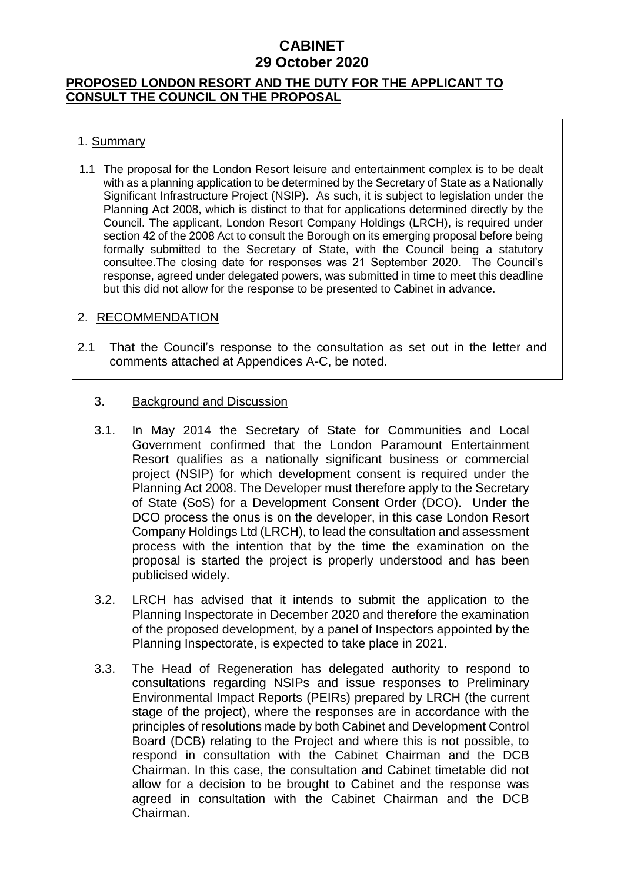# CABINET
# 29 October 2020

## PROPOSED LONDON RESORT AND THE DUTY FOR THE APPLICANT TO CONSULT THE COUNCIL ON THE PROPOSAL

### 1. Summary

1.1 The proposal for the London Resort leisure and entertainment complex is to be dealt with as a planning application to be determined by the Secretary of State as a Nationally Significant Infrastructure Project (NSIP). As such, it is subject to legislation under the Planning Act 2008, which is distinct to that for applications determined directly by the Council. The applicant, London Resort Company Holdings (LRCH), is required under section 42 of the 2008 Act to consult the Borough on its emerging proposal before being formally submitted to the Secretary of State, with the Council being a statutory consultee.The closing date for responses was 21 September 2020. The Council's response, agreed under delegated powers, was submitted in time to meet this deadline but this did not allow for the response to be presented to Cabinet in advance.

### 2. RECOMMENDATION

2.1 That the Council's response to the consultation as set out in the letter and comments attached at Appendices A-C, be noted.

### 3. Background and Discussion

3.1. In May 2014 the Secretary of State for Communities and Local Government confirmed that the London Paramount Entertainment Resort qualifies as a nationally significant business or commercial project (NSIP) for which development consent is required under the Planning Act 2008. The Developer must therefore apply to the Secretary of State (SoS) for a Development Consent Order (DCO). Under the DCO process the onus is on the developer, in this case London Resort Company Holdings Ltd (LRCH), to lead the consultation and assessment process with the intention that by the time the examination on the proposal is started the project is properly understood and has been publicised widely.

3.2. LRCH has advised that it intends to submit the application to the Planning Inspectorate in December 2020 and therefore the examination of the proposed development, by a panel of Inspectors appointed by the Planning Inspectorate, is expected to take place in 2021.

3.3. The Head of Regeneration has delegated authority to respond to consultations regarding NSIPs and issue responses to Preliminary Environmental Impact Reports (PEIRs) prepared by LRCH (the current stage of the project), where the responses are in accordance with the principles of resolutions made by both Cabinet and Development Control Board (DCB) relating to the Project and where this is not possible, to respond in consultation with the Cabinet Chairman and the DCB Chairman. In this case, the consultation and Cabinet timetable did not allow for a decision to be brought to Cabinet and the response was agreed in consultation with the Cabinet Chairman and the DCB Chairman.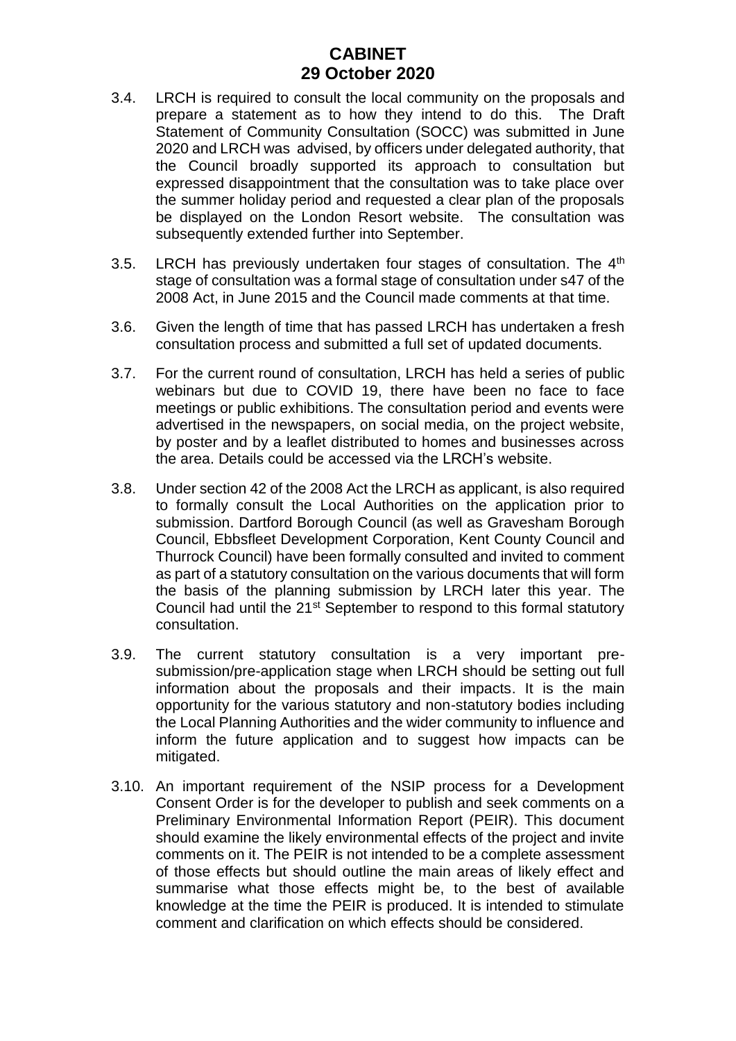3.4. LRCH is required to consult the local community on the proposals and prepare a statement as to how they intend to do this. The Draft Statement of Community Consultation (SOCC) was submitted in June 2020 and LRCH was advised, by officers under delegated authority, that the Council broadly supported its approach to consultation but expressed disappointment that the consultation was to take place over the summer holiday period and requested a clear plan of the proposals be displayed on the London Resort website. The consultation was subsequently extended further into September.

3.5. LRCH has previously undertaken four stages of consultation. The 4th stage of consultation was a formal stage of consultation under s47 of the 2008 Act, in June 2015 and the Council made comments at that time.

3.6. Given the length of time that has passed LRCH has undertaken a fresh consultation process and submitted a full set of updated documents.

3.7. For the current round of consultation, LRCH has held a series of public webinars but due to COVID 19, there have been no face to face meetings or public exhibitions. The consultation period and events were advertised in the newspapers, on social media, on the project website, by poster and by a leaflet distributed to homes and businesses across the area. Details could be accessed via the LRCH's website.

3.8. Under section 42 of the 2008 Act the LRCH as applicant, is also required to formally consult the Local Authorities on the application prior to submission. Dartford Borough Council (as well as Gravesham Borough Council, Ebbsfleet Development Corporation, Kent County Council and Thurrock Council) have been formally consulted and invited to comment as part of a statutory consultation on the various documents that will form the basis of the planning submission by LRCH later this year. The Council had until the 21st September to respond to this formal statutory consultation.

3.9. The current statutory consultation is a very important pre-submission/pre-application stage when LRCH should be setting out full information about the proposals and their impacts. It is the main opportunity for the various statutory and non-statutory bodies including the Local Planning Authorities and the wider community to influence and inform the future application and to suggest how impacts can be mitigated.

3.10. An important requirement of the NSIP process for a Development Consent Order is for the developer to publish and seek comments on a Preliminary Environmental Information Report (PEIR). This document should examine the likely environmental effects of the project and invite comments on it. The PEIR is not intended to be a complete assessment of those effects but should outline the main areas of likely effect and summarise what those effects might be, to the best of available knowledge at the time the PEIR is produced. It is intended to stimulate comment and clarification on which effects should be considered.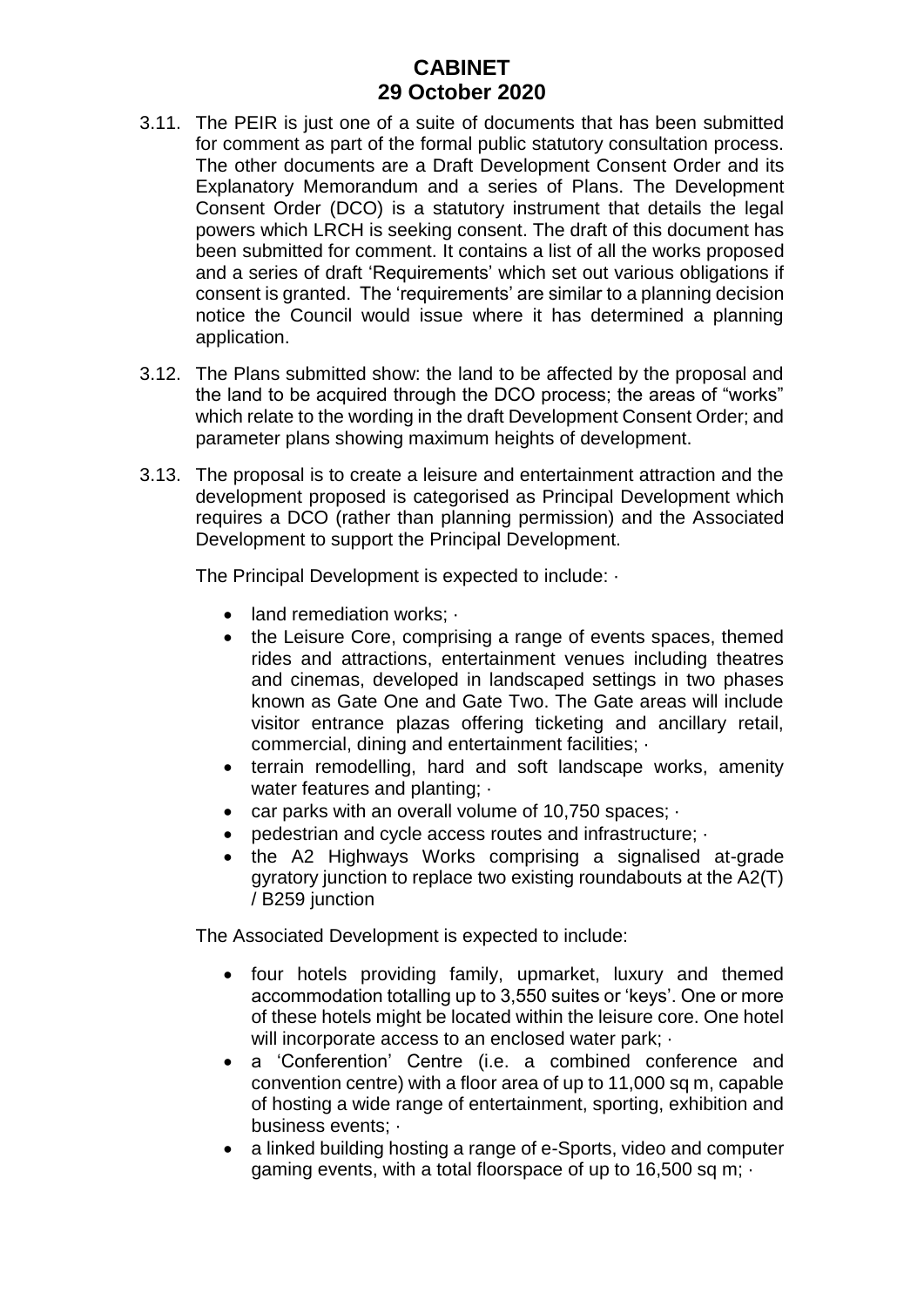3.11. The PEIR is just one of a suite of documents that has been submitted for comment as part of the formal public statutory consultation process. The other documents are a Draft Development Consent Order and its Explanatory Memorandum and a series of Plans. The Development Consent Order (DCO) is a statutory instrument that details the legal powers which LRCH is seeking consent. The draft of this document has been submitted for comment. It contains a list of all the works proposed and a series of draft 'Requirements' which set out various obligations if consent is granted. The 'requirements' are similar to a planning decision notice the Council would issue where it has determined a planning application.

3.12. The Plans submitted show: the land to be affected by the proposal and the land to be acquired through the DCO process; the areas of "works" which relate to the wording in the draft Development Consent Order; and parameter plans showing maximum heights of development.

3.13. The proposal is to create a leisure and entertainment attraction and the development proposed is categorised as Principal Development which requires a DCO (rather than planning permission) and the Associated Development to support the Principal Development.

The Principal Development is expected to include: ·

- land remediation works; ·
- the Leisure Core, comprising a range of events spaces, themed rides and attractions, entertainment venues including theatres and cinemas, developed in landscaped settings in two phases known as Gate One and Gate Two. The Gate areas will include visitor entrance plazas offering ticketing and ancillary retail, commercial, dining and entertainment facilities; ·
- terrain remodelling, hard and soft landscape works, amenity water features and planting; ·
- car parks with an overall volume of 10,750 spaces; ·
- pedestrian and cycle access routes and infrastructure; ·
- the A2 Highways Works comprising a signalised at-grade gyratory junction to replace two existing roundabouts at the A2(T) / B259 junction

The Associated Development is expected to include:

- four hotels providing family, upmarket, luxury and themed accommodation totalling up to 3,550 suites or 'keys'. One or more of these hotels might be located within the leisure core. One hotel will incorporate access to an enclosed water park; ·
- a 'Conferention' Centre (i.e. a combined conference and convention centre) with a floor area of up to 11,000 sq m, capable of hosting a wide range of entertainment, sporting, exhibition and business events; ·
- a linked building hosting a range of e-Sports, video and computer gaming events, with a total floorspace of up to 16,500 sq m; ·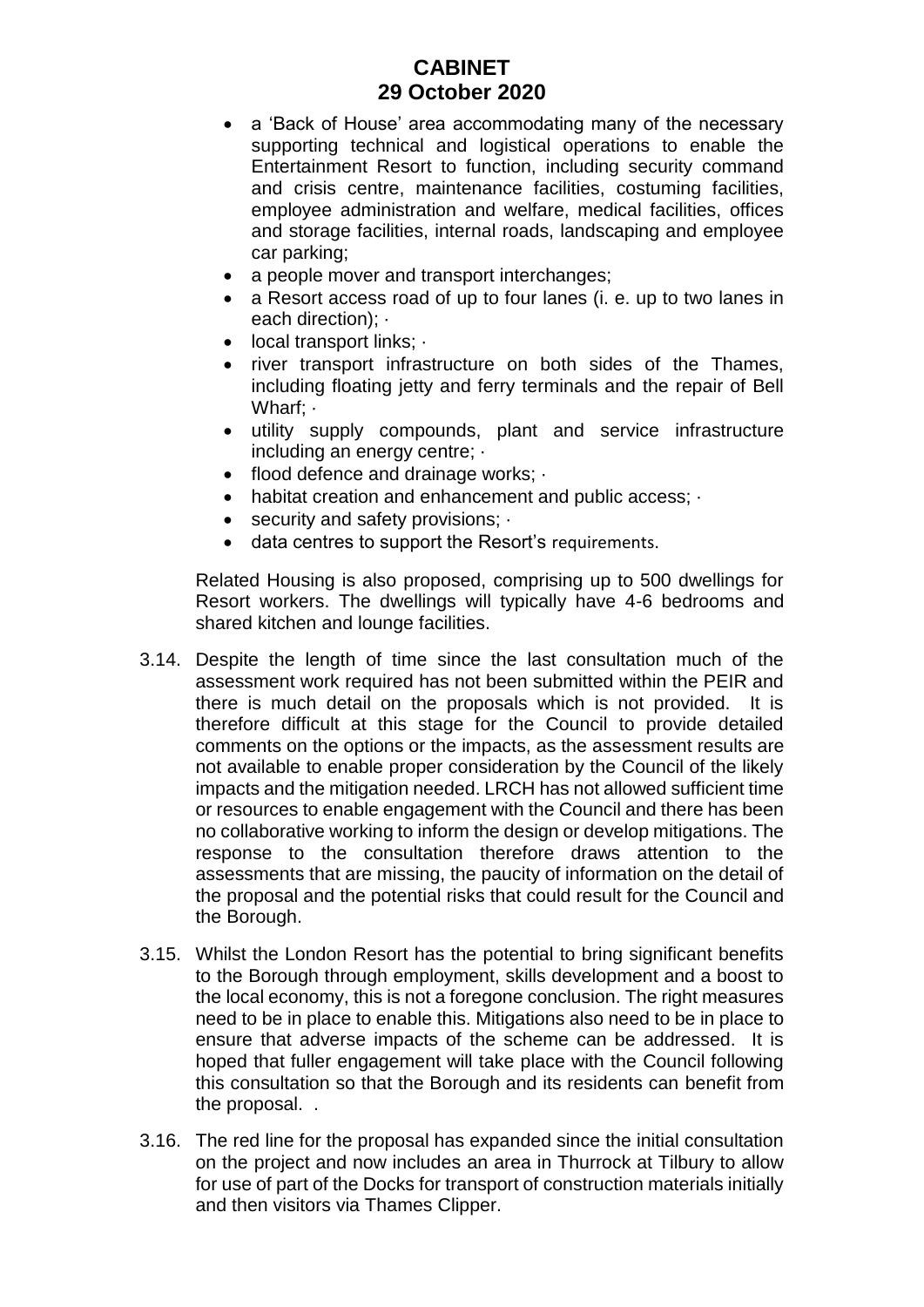- a 'Back of House' area accommodating many of the necessary supporting technical and logistical operations to enable the Entertainment Resort to function, including security command and crisis centre, maintenance facilities, costuming facilities, employee administration and welfare, medical facilities, offices and storage facilities, internal roads, landscaping and employee car parking;
- a people mover and transport interchanges;
- a Resort access road of up to four lanes (i. e. up to two lanes in each direction); ·
- local transport links; ·
- river transport infrastructure on both sides of the Thames, including floating jetty and ferry terminals and the repair of Bell Wharf; ·
- utility supply compounds, plant and service infrastructure including an energy centre; ·
- flood defence and drainage works; ·
- habitat creation and enhancement and public access; ·
- security and safety provisions; ·
- data centres to support the Resort's requirements.

Related Housing is also proposed, comprising up to 500 dwellings for Resort workers. The dwellings will typically have 4-6 bedrooms and shared kitchen and lounge facilities.

3.14. Despite the length of time since the last consultation much of the assessment work required has not been submitted within the PEIR and there is much detail on the proposals which is not provided. It is therefore difficult at this stage for the Council to provide detailed comments on the options or the impacts, as the assessment results are not available to enable proper consideration by the Council of the likely impacts and the mitigation needed. LRCH has not allowed sufficient time or resources to enable engagement with the Council and there has been no collaborative working to inform the design or develop mitigations. The response to the consultation therefore draws attention to the assessments that are missing, the paucity of information on the detail of the proposal and the potential risks that could result for the Council and the Borough.

3.15. Whilst the London Resort has the potential to bring significant benefits to the Borough through employment, skills development and a boost to the local economy, this is not a foregone conclusion. The right measures need to be in place to enable this. Mitigations also need to be in place to ensure that adverse impacts of the scheme can be addressed. It is hoped that fuller engagement will take place with the Council following this consultation so that the Borough and its residents can benefit from the proposal. .

3.16. The red line for the proposal has expanded since the initial consultation on the project and now includes an area in Thurrock at Tilbury to allow for use of part of the Docks for transport of construction materials initially and then visitors via Thames Clipper.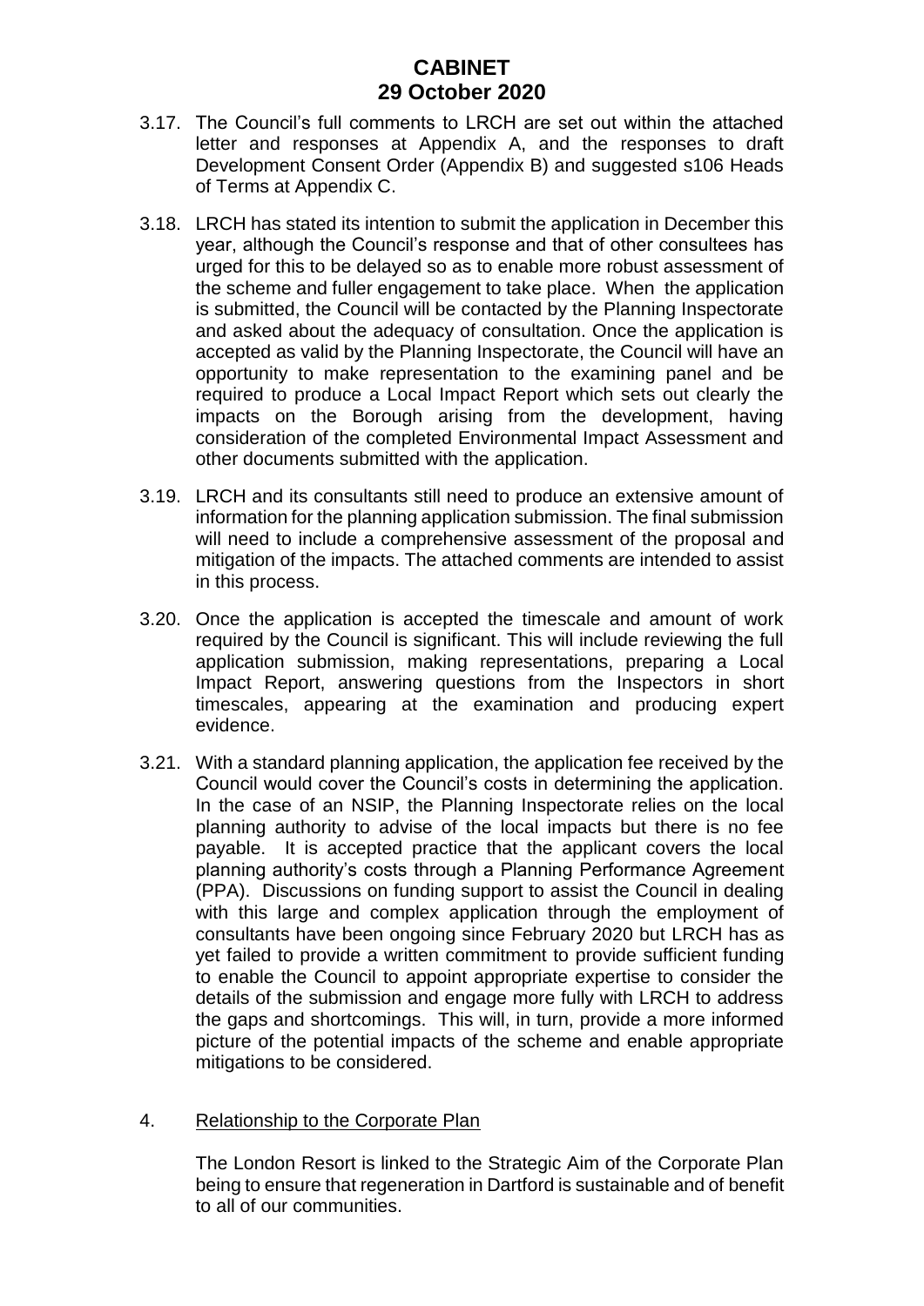3.17. The Council's full comments to LRCH are set out within the attached letter and responses at Appendix A, and the responses to draft Development Consent Order (Appendix B) and suggested s106 Heads of Terms at Appendix C.

3.18. LRCH has stated its intention to submit the application in December this year, although the Council's response and that of other consultees has urged for this to be delayed so as to enable more robust assessment of the scheme and fuller engagement to take place. When the application is submitted, the Council will be contacted by the Planning Inspectorate and asked about the adequacy of consultation. Once the application is accepted as valid by the Planning Inspectorate, the Council will have an opportunity to make representation to the examining panel and be required to produce a Local Impact Report which sets out clearly the impacts on the Borough arising from the development, having consideration of the completed Environmental Impact Assessment and other documents submitted with the application.

3.19. LRCH and its consultants still need to produce an extensive amount of information for the planning application submission. The final submission will need to include a comprehensive assessment of the proposal and mitigation of the impacts. The attached comments are intended to assist in this process.

3.20. Once the application is accepted the timescale and amount of work required by the Council is significant. This will include reviewing the full application submission, making representations, preparing a Local Impact Report, answering questions from the Inspectors in short timescales, appearing at the examination and producing expert evidence.

3.21. With a standard planning application, the application fee received by the Council would cover the Council's costs in determining the application. In the case of an NSIP, the Planning Inspectorate relies on the local planning authority to advise of the local impacts but there is no fee payable. It is accepted practice that the applicant covers the local planning authority's costs through a Planning Performance Agreement (PPA). Discussions on funding support to assist the Council in dealing with this large and complex application through the employment of consultants have been ongoing since February 2020 but LRCH has as yet failed to provide a written commitment to provide sufficient funding to enable the Council to appoint appropriate expertise to consider the details of the submission and engage more fully with LRCH to address the gaps and shortcomings. This will, in turn, provide a more informed picture of the potential impacts of the scheme and enable appropriate mitigations to be considered.

4. Relationship to the Corporate Plan

The London Resort is linked to the Strategic Aim of the Corporate Plan being to ensure that regeneration in Dartford is sustainable and of benefit to all of our communities.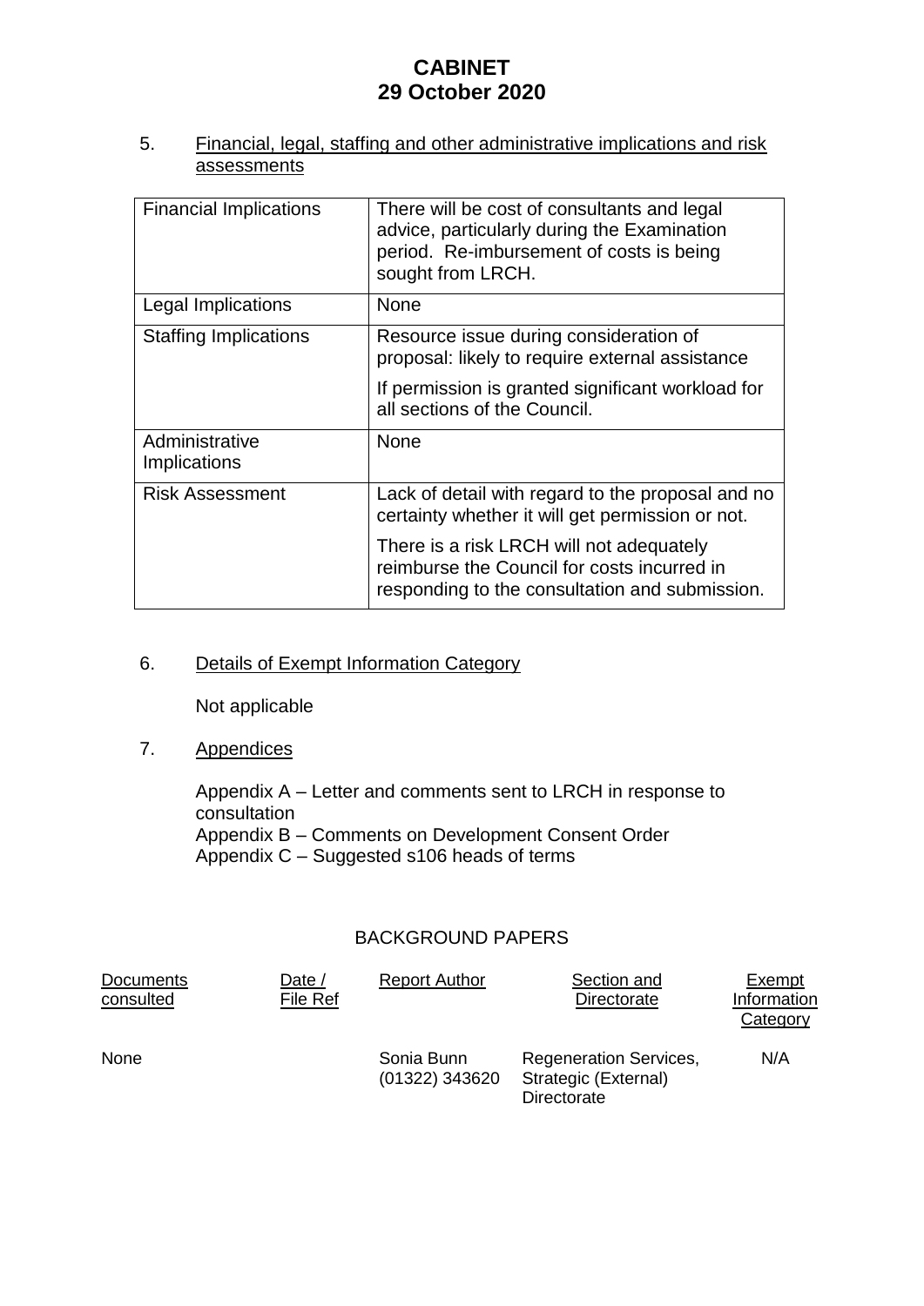# CABINET
# 29 October 2020

5. Financial, legal, staffing and other administrative implications and risk assessments

| | |
|---|---|
| Financial Implications | There will be cost of consultants and legal advice, particularly during the Examination period. Re-imbursement of costs is being sought from LRCH. |
| Legal Implications | None |
| Staffing Implications | Resource issue during consideration of proposal: likely to require external assistance<br><br>If permission is granted significant workload for all sections of the Council. |
| Administrative Implications | None |
| Risk Assessment | Lack of detail with regard to the proposal and no certainty whether it will get permission or not.<br><br>There is a risk LRCH will not adequately reimburse the Council for costs incurred in responding to the consultation and submission. |

6. Details of Exempt Information Category

Not applicable

7. Appendices

Appendix A – Letter and comments sent to LRCH in response to consultation
Appendix B – Comments on Development Consent Order
Appendix C – Suggested s106 heads of terms

BACKGROUND PAPERS

| Documents consulted | Date / File Ref | Report Author | Section and Directorate | Exempt Information Category |
|---|---|---|---|---|
| None | | Sonia Bunn (01322) 343620 | Regeneration Services, Strategic (External) Directorate | N/A |